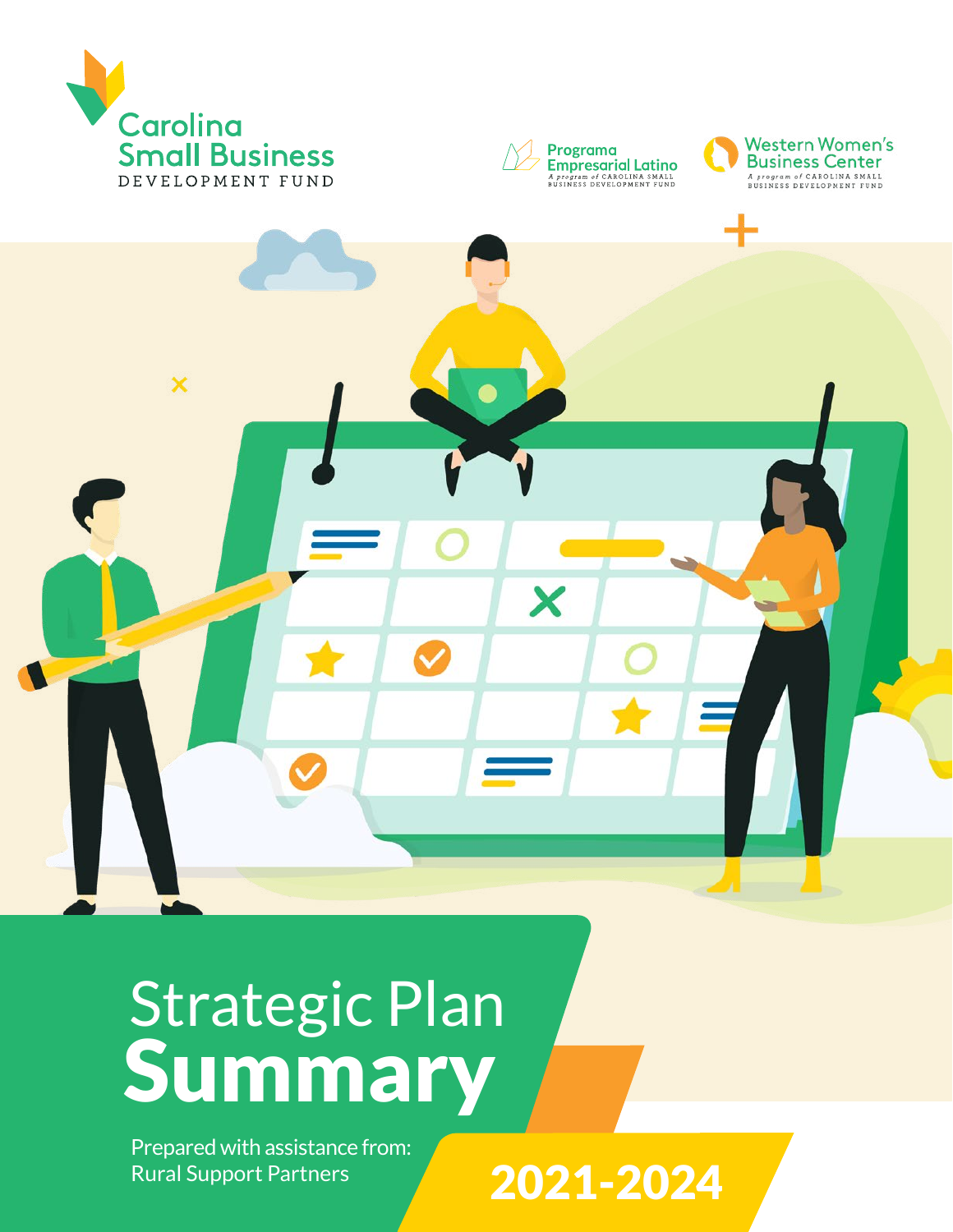Carolina Small Business DEVELOPMENT FUND

Programa Empresarial Latino
*A program of CAROLINA SMALL BUSINESS DEVELOPMENT FUND*

Western Women's Business Center
*A program of CAROLINA SMALL BUSINESS DEVELOPMENT FUND*

# Strategic Plan **Summary**

Prepared with assistance from:
Rural Support Partners

**2021-2024**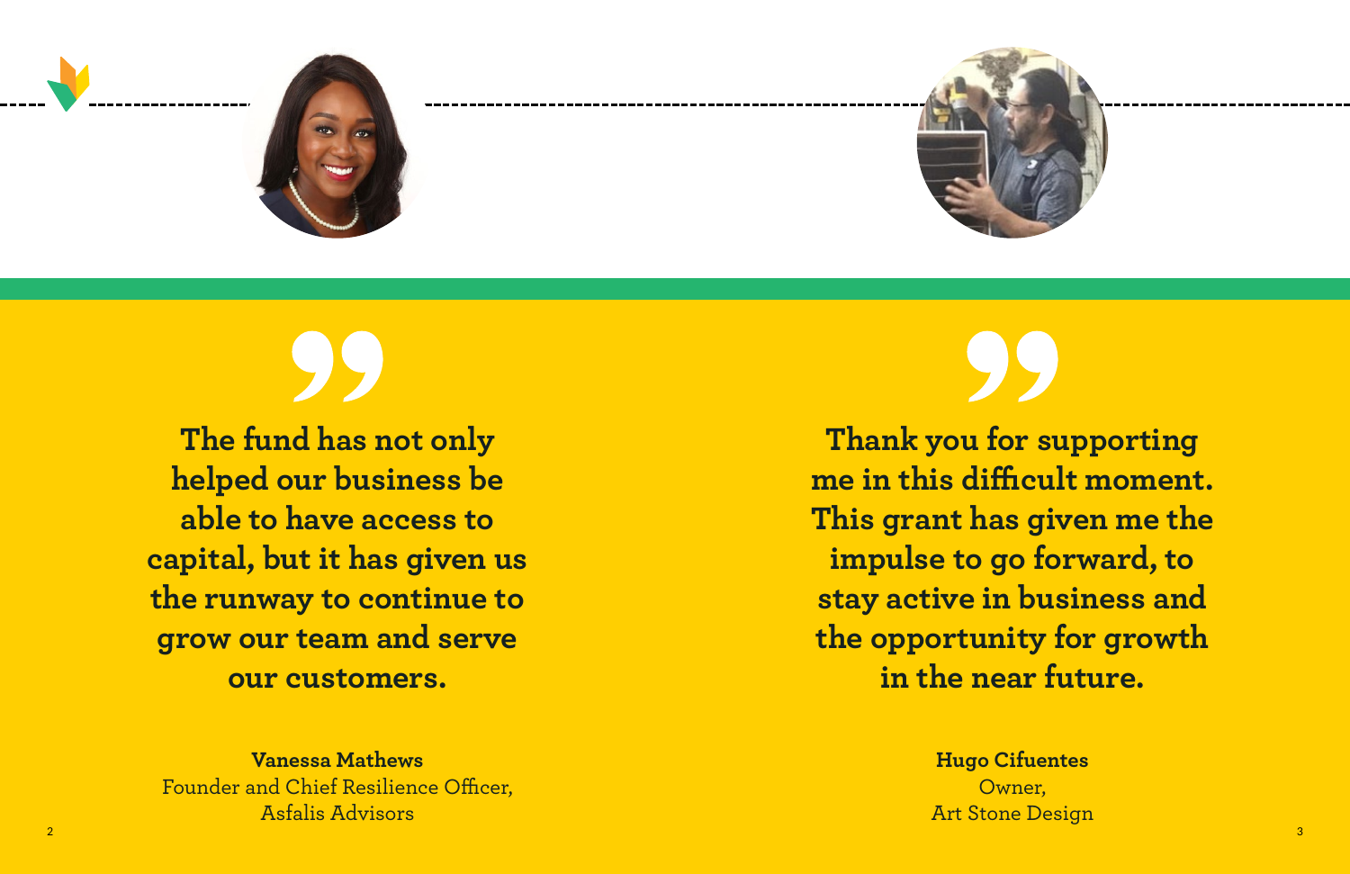> The fund has not only helped our business be able to have access to capital, but it has given us the runway to continue to grow our team and serve our customers.

**Vanessa Mathews**
Founder and Chief Resilience Officer,
Asfalis Advisors

> Thank you for supporting me in this difficult moment. This grant has given me the impulse to go forward, to stay active in business and the opportunity for growth in the near future.

**Hugo Cifuentes**
Owner,
Art Stone Design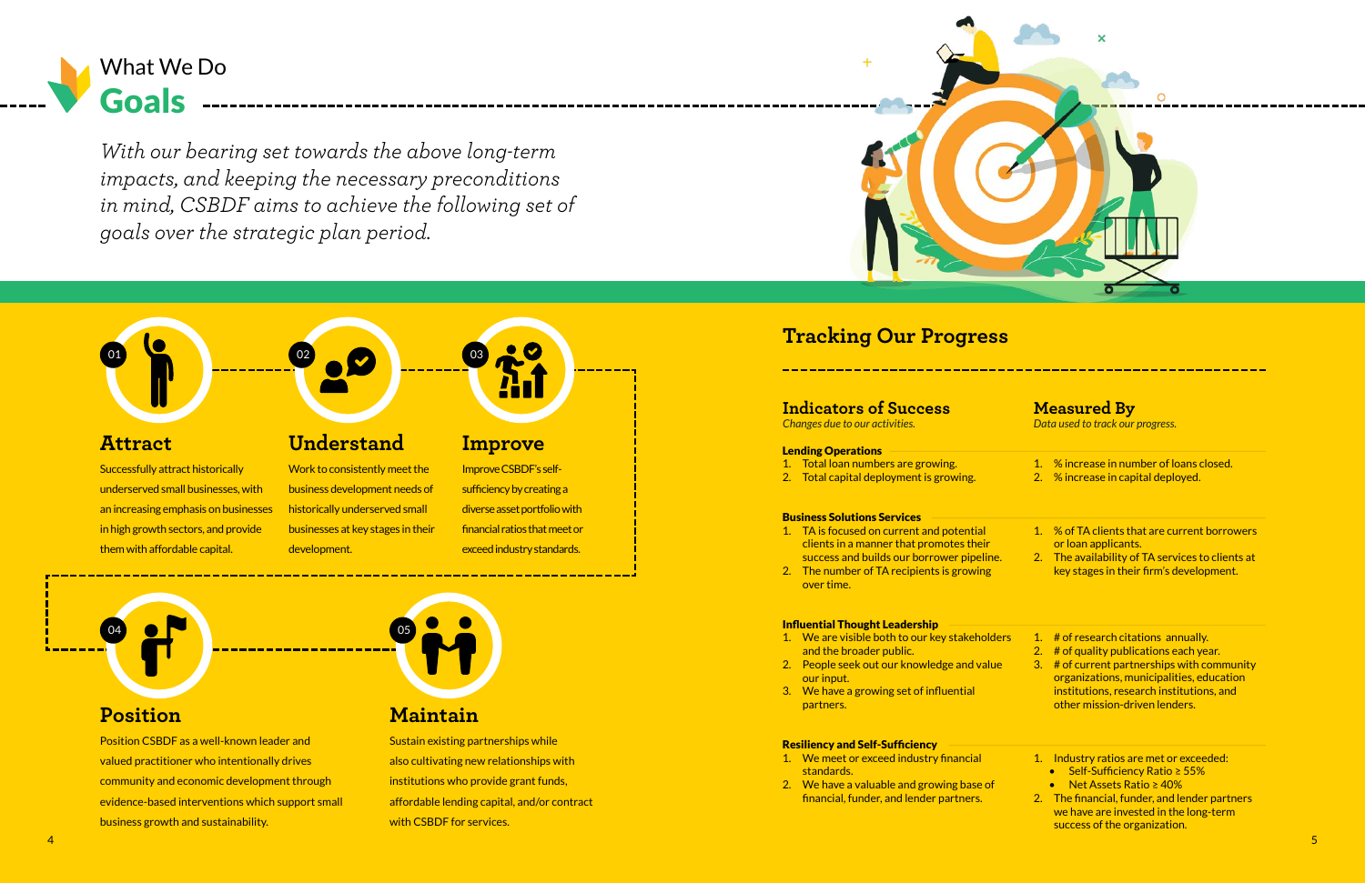# What We Do
## Goals

*With our bearing set towards the above long-term impacts, and keeping the necessary preconditions in mind, CSBDF aims to achieve the following set of goals over the strategic plan period.*

### 01 Attract

Successfully attract historically underserved small businesses, with an increasing emphasis on businesses in high growth sectors, and provide them with affordable capital.

### 02 Understand

Work to consistently meet the business development needs of historically underserved small businesses at key stages in their development.

### 03 Improve

Improve CSBDF's self-sufficiency by creating a diverse asset portfolio with financial ratios that meet or exceed industry standards.

### 04 Position

Position CSBDF as a well-known leader and valued practitioner who intentionally drives community and economic development through evidence-based interventions which support small business growth and sustainability.

### 05 Maintain

Sustain existing partnerships while also cultivating new relationships with institutions who provide grant funds, affordable lending capital, and/or contract with CSBDF for services.

## Tracking Our Progress

| Indicators of Success<br>*Changes due to our activities.* | Measured By<br>*Data used to track our progress.* |
|---|---|
| **Lending Operations** | |
| 1. Total loan numbers are growing.<br>2. Total capital deployment is growing. | 1. % increase in number of loans closed.<br>2. % increase in capital deployed. |
| **Business Solutions Services** | |
| 1. TA is focused on current and potential clients in a manner that promotes their success and builds our borrower pipeline.<br>2. The number of TA recipients is growing over time. | 1. % of TA clients that are current borrowers or loan applicants.<br>2. The availability of TA services to clients at key stages in their firm's development. |
| **Influential Thought Leadership** | |
| 1. We are visible both to our key stakeholders and the broader public.<br>2. People seek out our knowledge and value our input.<br>3. We have a growing set of influential partners. | 1. # of research citations annually.<br>2. # of quality publications each year.<br>3. # of current partnerships with community organizations, municipalities, education institutions, research institutions, and other mission-driven lenders. |
| **Resiliency and Self-Sufficiency** | |
| 1. We meet or exceed industry financial standards.<br>2. We have a valuable and growing base of financial, funder, and lender partners. | 1. Industry ratios are met or exceeded:<br>• Self-Sufficiency Ratio ≥ 55%<br>• Net Assets Ratio ≥ 40%<br>2. The financial, funder, and lender partners we have are invested in the long-term success of the organization. |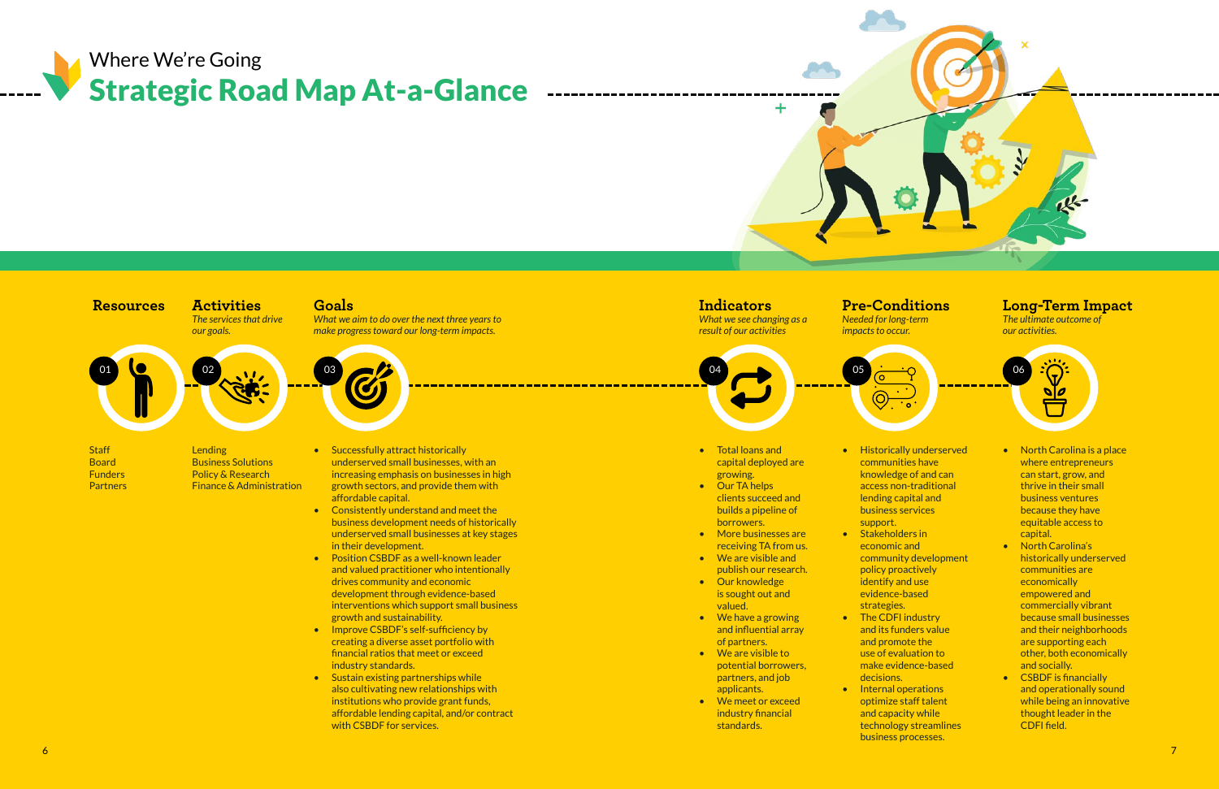Where We're Going

# Strategic Road Map At-a-Glance

## 01 Resources

- Staff
- Board
- Funders
- Partners

## 02 Activities

*The services that drive our goals.*

- Lending
- Business Solutions
- Policy & Research
- Finance & Administration

## 03 Goals

*What we aim to do over the next three years to make progress toward our long-term impacts.*

- Successfully attract historically underserved small businesses, with an increasing emphasis on businesses in high growth sectors, and provide them with affordable capital.
- Consistently understand and meet the business development needs of historically underserved small businesses at key stages in their development.
- Position CSBDF as a well-known leader and valued practitioner who intentionally drives community and economic development through evidence-based interventions which support small business growth and sustainability.
- Improve CSBDF's self-sufficiency by creating a diverse asset portfolio with financial ratios that meet or exceed industry standards.
- Sustain existing partnerships while also cultivating new relationships with institutions who provide grant funds, affordable lending capital, and/or contract with CSBDF for services.

## 04 Indicators

*What we see changing as a result of our activities*

- Total loans and capital deployed are growing.
- Our TA helps clients succeed and builds a pipeline of borrowers.
- More businesses are receiving TA from us.
- We are visible and publish our research.
- Our knowledge is sought out and valued.
- We have a growing and influential array of partners.
- We are visible to potential borrowers, partners, and job applicants.
- We meet or exceed industry financial standards.

## 05 Pre-Conditions

*Needed for long-term impacts to occur.*

- Historically underserved communities have knowledge of and can access non-traditional lending capital and business services support.
- Stakeholders in economic and community development policy proactively identify and use evidence-based strategies.
- The CDFI industry and its funders value and promote the use of evaluation to make evidence-based decisions.
- Internal operations optimize staff talent and capacity while technology streamlines business processes.

## 06 Long-Term Impact

*The ultimate outcome of our activities.*

- North Carolina is a place where entrepreneurs can start, grow, and thrive in their small business ventures because they have equitable access to capital.
- North Carolina's historically underserved communities are economically empowered and commercially vibrant because small businesses and their neighborhoods are supporting each other, both economically and socially.
- CSBDF is financially and operationally sound while being an innovative thought leader in the CDFI field.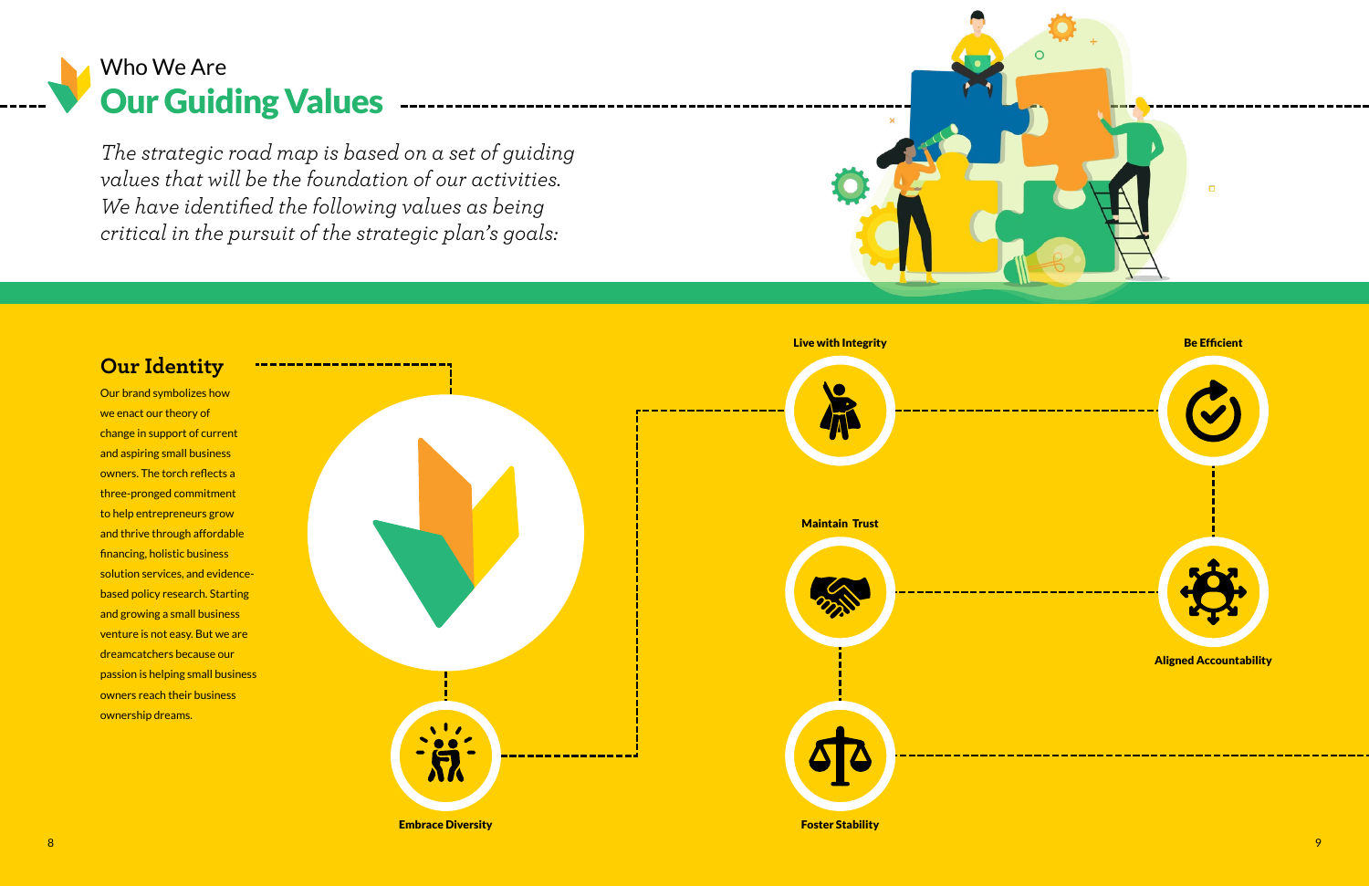# Who We Are
## Our Guiding Values

*The strategic road map is based on a set of guiding values that will be the foundation of our activities. We have identified the following values as being critical in the pursuit of the strategic plan's goals:*

### Our Identity

Our brand symbolizes how we enact our theory of change in support of current and aspiring small business owners. The torch reflects a three-pronged commitment to help entrepreneurs grow and thrive through affordable financing, holistic business solution services, and evidence-based policy research. Starting and growing a small business venture is not easy. But we are dreamcatchers because our passion is helping small business owners reach their business ownership dreams.

**Embrace Diversity**

**Live with Integrity**

**Maintain Trust**

**Foster Stability**

**Be Efficient**

**Aligned Accountability**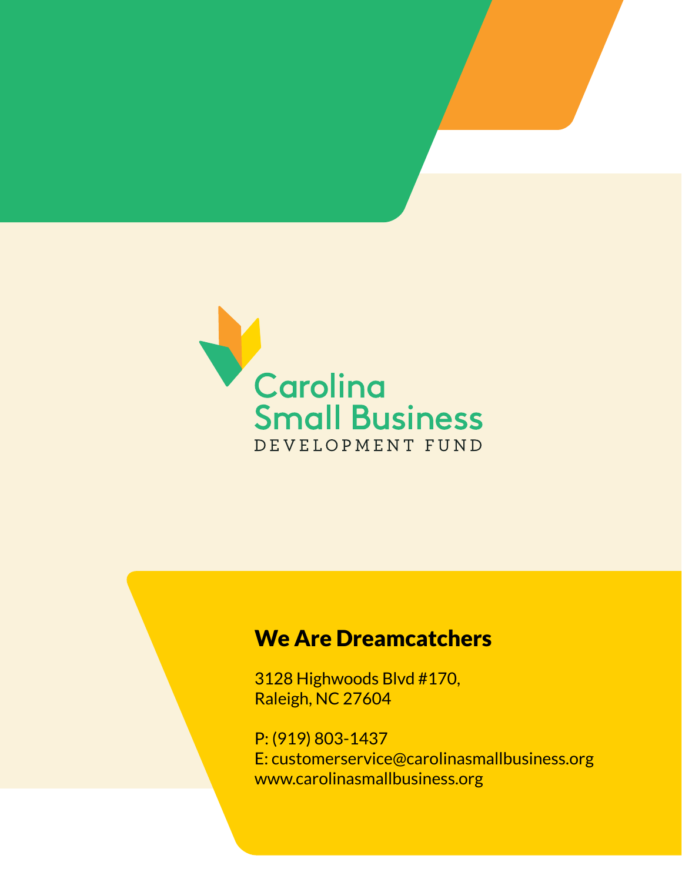Carolina
Small Business
DEVELOPMENT FUND

## We Are Dreamcatchers

3128 Highwoods Blvd #170,
Raleigh, NC 27604

P: (919) 803-1437
E: customerservice@carolinasmallbusiness.org
www.carolinasmallbusiness.org